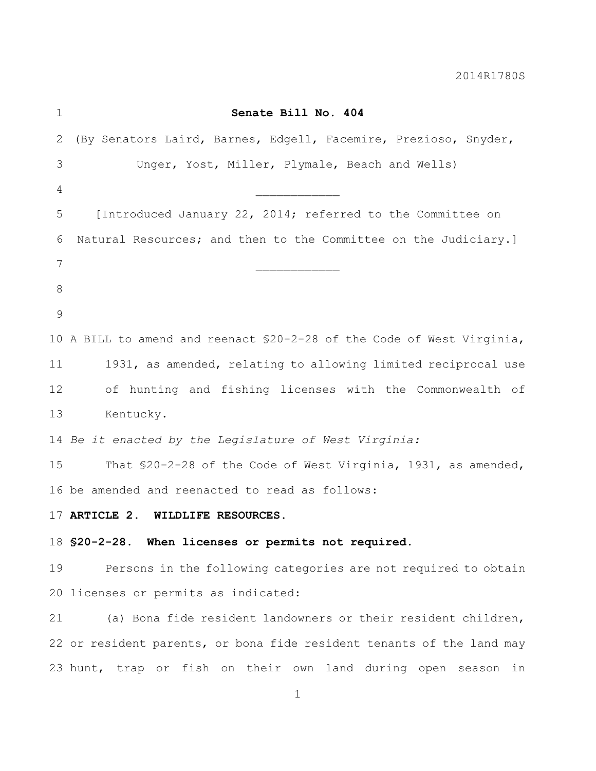2014R1780S

**Senate Bill No. 404**

(By Senators Laird, Barnes, Edgell, Facemire, Prezioso, Snyder, Unger, Yost, Miller, Plymale, Beach and Wells)

____________

[Introduced January 22, 2014; referred to the Committee on Natural Resources; and then to the Committee on the Judiciary.]

____________

A BILL to amend and reenact §20-2-28 of the Code of West Virginia, 1931, as amended, relating to allowing limited reciprocal use of hunting and fishing licenses with the Commonwealth of Kentucky.

*Be it enacted by the Legislature of West Virginia:*

That §20-2-28 of the Code of West Virginia, 1931, as amended, be amended and reenacted to read as follows:

**ARTICLE 2. WILDLIFE RESOURCES.**

**§20-2-28. When licenses or permits not required.**

Persons in the following categories are not required to obtain licenses or permits as indicated:

(a) Bona fide resident landowners or their resident children, or resident parents, or bona fide resident tenants of the land may hunt, trap or fish on their own land during open season in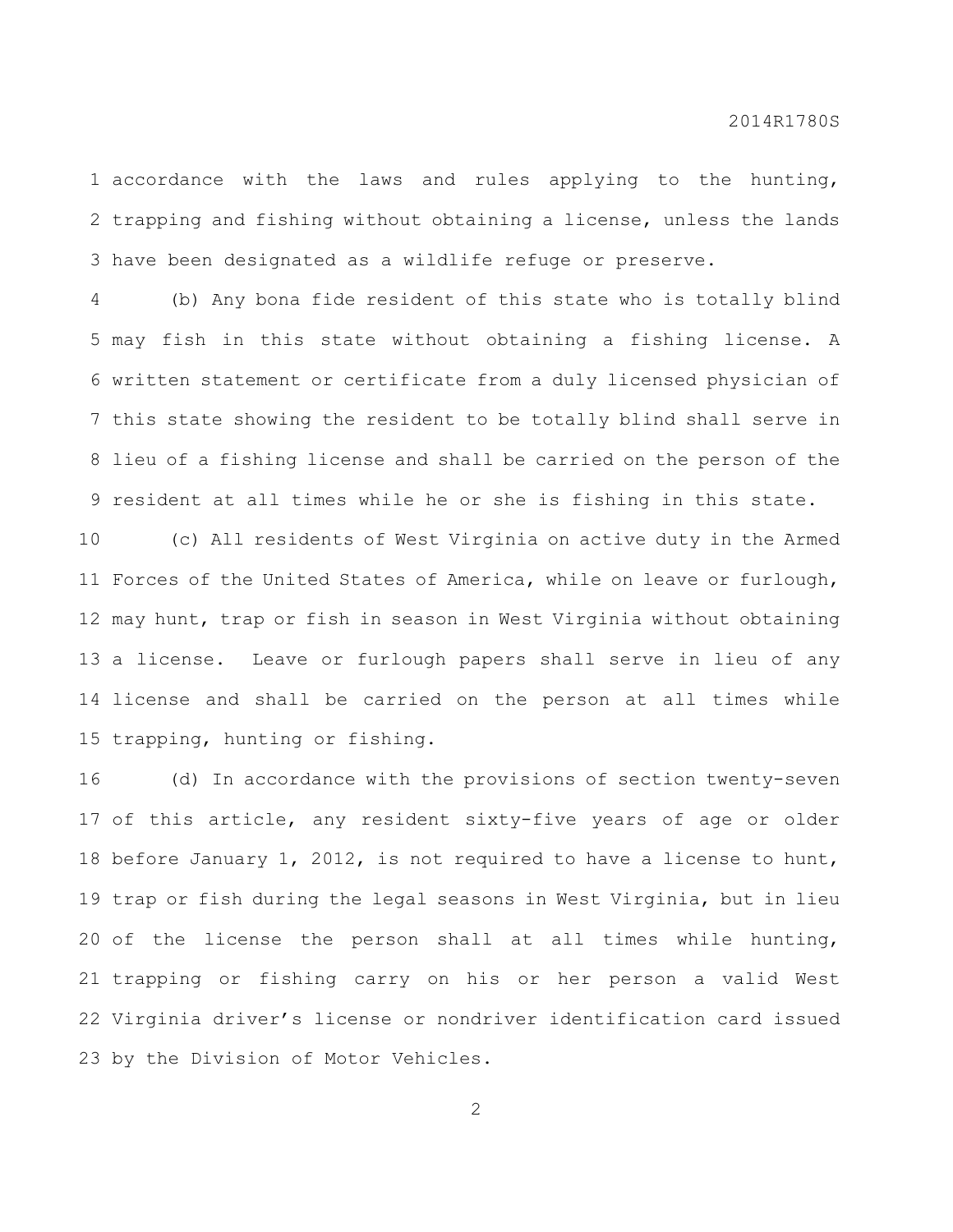accordance with the laws and rules applying to the hunting, trapping and fishing without obtaining a license, unless the lands have been designated as a wildlife refuge or preserve.

(b) Any bona fide resident of this state who is totally blind may fish in this state without obtaining a fishing license. A written statement or certificate from a duly licensed physician of this state showing the resident to be totally blind shall serve in lieu of a fishing license and shall be carried on the person of the resident at all times while he or she is fishing in this state.

(c) All residents of West Virginia on active duty in the Armed Forces of the United States of America, while on leave or furlough, may hunt, trap or fish in season in West Virginia without obtaining a license. Leave or furlough papers shall serve in lieu of any license and shall be carried on the person at all times while trapping, hunting or fishing.

(d) In accordance with the provisions of section twenty-seven of this article, any resident sixty-five years of age or older before January 1, 2012, is not required to have a license to hunt, trap or fish during the legal seasons in West Virginia, but in lieu of the license the person shall at all times while hunting, trapping or fishing carry on his or her person a valid West Virginia driver's license or nondriver identification card issued by the Division of Motor Vehicles.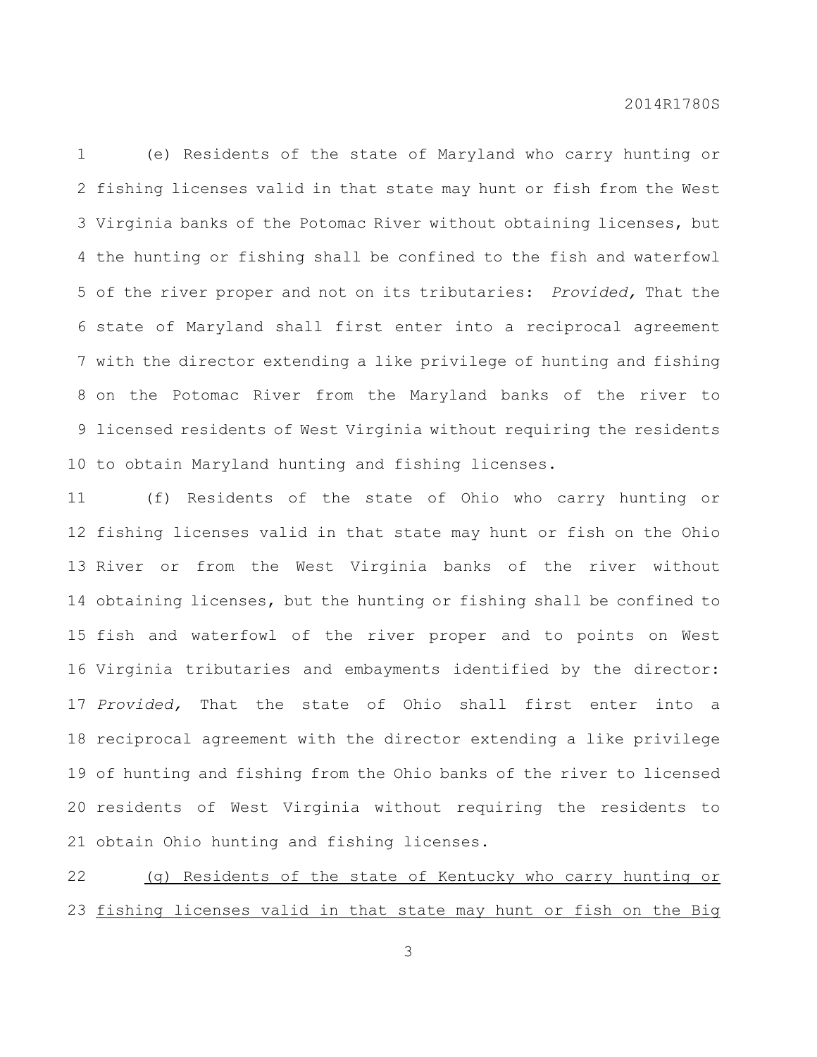(e) Residents of the state of Maryland who carry hunting or fishing licenses valid in that state may hunt or fish from the West Virginia banks of the Potomac River without obtaining licenses, but the hunting or fishing shall be confined to the fish and waterfowl of the river proper and not on its tributaries: *Provided,* That the state of Maryland shall first enter into a reciprocal agreement with the director extending a like privilege of hunting and fishing on the Potomac River from the Maryland banks of the river to licensed residents of West Virginia without requiring the residents to obtain Maryland hunting and fishing licenses.

(f) Residents of the state of Ohio who carry hunting or fishing licenses valid in that state may hunt or fish on the Ohio River or from the West Virginia banks of the river without obtaining licenses, but the hunting or fishing shall be confined to fish and waterfowl of the river proper and to points on West Virginia tributaries and embayments identified by the director: *Provided,* That the state of Ohio shall first enter into a reciprocal agreement with the director extending a like privilege of hunting and fishing from the Ohio banks of the river to licensed residents of West Virginia without requiring the residents to obtain Ohio hunting and fishing licenses.

<u>(g) Residents of the state of Kentucky who carry hunting or fishing licenses valid in that state may hunt or fish on the Big</u>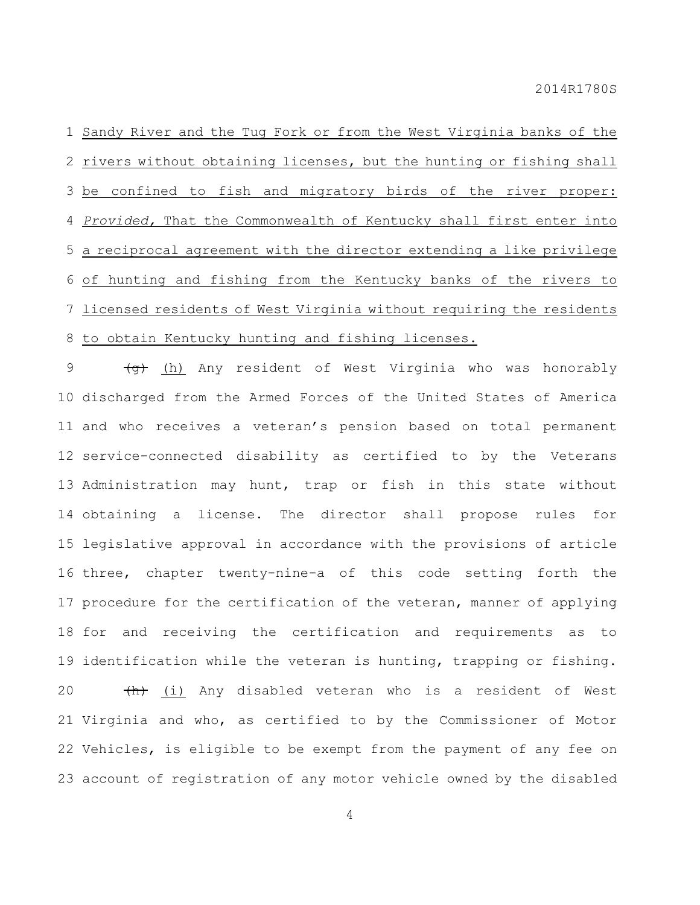Sandy River and the Tug Fork or from the West Virginia banks of the rivers without obtaining licenses, but the hunting or fishing shall be confined to fish and migratory birds of the river proper: *Provided,* That the Commonwealth of Kentucky shall first enter into a reciprocal agreement with the director extending a like privilege of hunting and fishing from the Kentucky banks of the rivers to licensed residents of West Virginia without requiring the residents to obtain Kentucky hunting and fishing licenses.

~~(g)~~ (h) Any resident of West Virginia who was honorably discharged from the Armed Forces of the United States of America and who receives a veteran's pension based on total permanent service-connected disability as certified to by the Veterans Administration may hunt, trap or fish in this state without obtaining a license. The director shall propose rules for legislative approval in accordance with the provisions of article three, chapter twenty-nine-a of this code setting forth the procedure for the certification of the veteran, manner of applying for and receiving the certification and requirements as to identification while the veteran is hunting, trapping or fishing.

~~(h)~~ (i) Any disabled veteran who is a resident of West Virginia and who, as certified to by the Commissioner of Motor Vehicles, is eligible to be exempt from the payment of any fee on account of registration of any motor vehicle owned by the disabled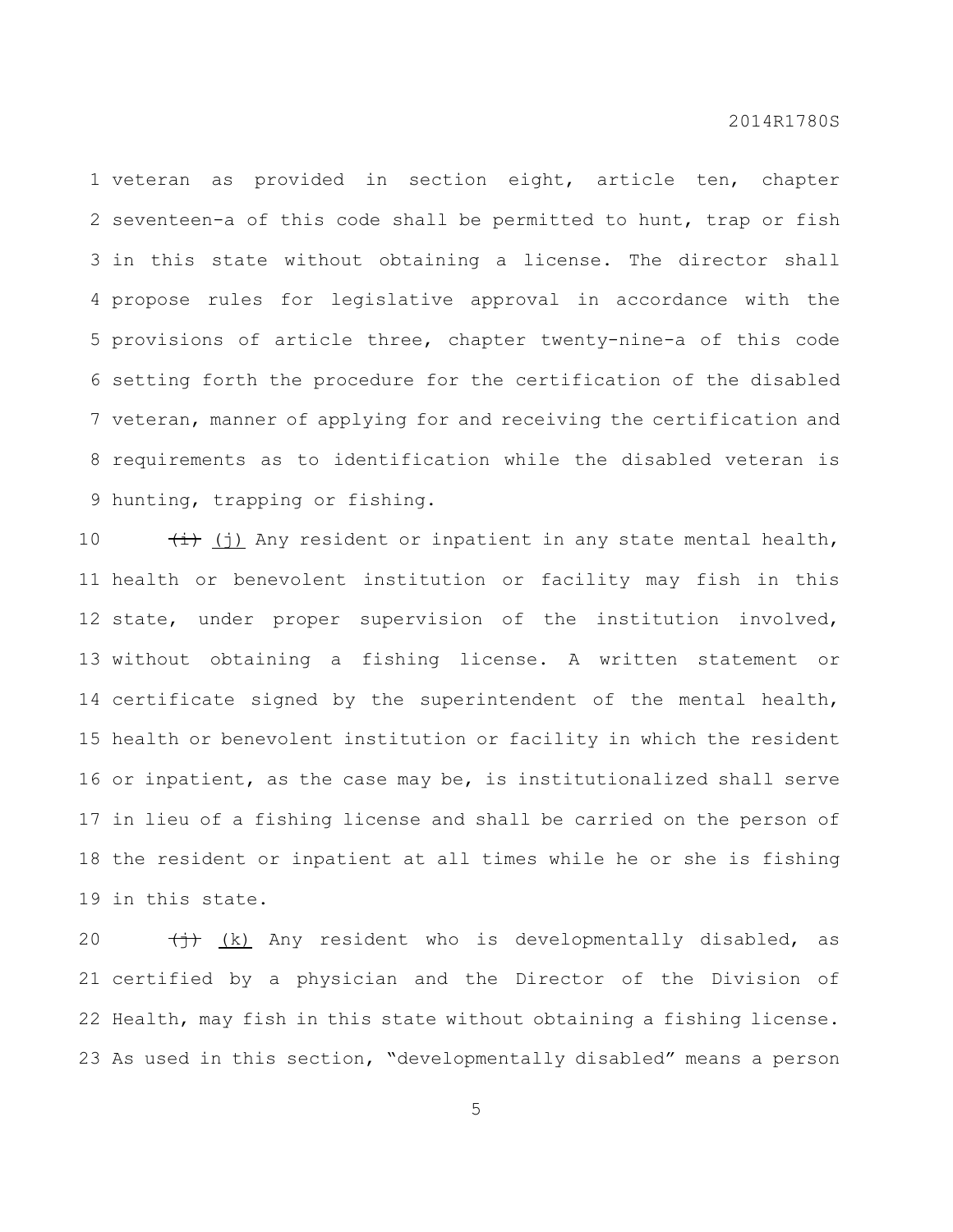veteran as provided in section eight, article ten, chapter seventeen-a of this code shall be permitted to hunt, trap or fish in this state without obtaining a license. The director shall propose rules for legislative approval in accordance with the provisions of article three, chapter twenty-nine-a of this code setting forth the procedure for the certification of the disabled veteran, manner of applying for and receiving the certification and requirements as to identification while the disabled veteran is hunting, trapping or fishing.

~~(i)~~ <u>(j)</u> Any resident or inpatient in any state mental health, health or benevolent institution or facility may fish in this state, under proper supervision of the institution involved, without obtaining a fishing license. A written statement or certificate signed by the superintendent of the mental health, health or benevolent institution or facility in which the resident or inpatient, as the case may be, is institutionalized shall serve in lieu of a fishing license and shall be carried on the person of the resident or inpatient at all times while he or she is fishing in this state.

~~(j)~~ <u>(k)</u> Any resident who is developmentally disabled, as certified by a physician and the Director of the Division of Health, may fish in this state without obtaining a fishing license. As used in this section, "developmentally disabled" means a person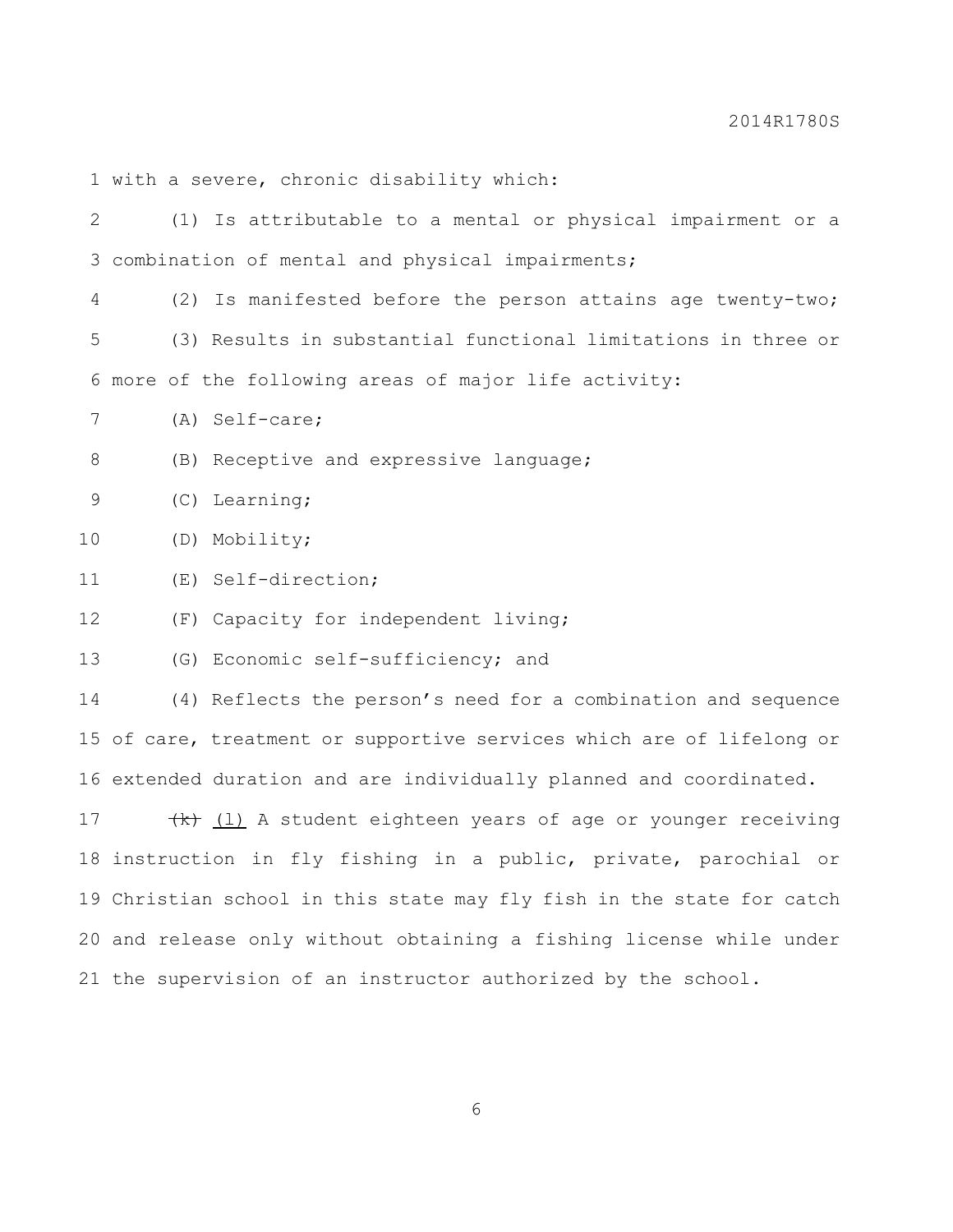with a severe, chronic disability which:

(1) Is attributable to a mental or physical impairment or a combination of mental and physical impairments;

(2) Is manifested before the person attains age twenty-two;

(3) Results in substantial functional limitations in three or more of the following areas of major life activity:

(A) Self-care;

(B) Receptive and expressive language;

(C) Learning;

(D) Mobility;

(E) Self-direction;

(F) Capacity for independent living;

(G) Economic self-sufficiency; and

(4) Reflects the person's need for a combination and sequence of care, treatment or supportive services which are of lifelong or extended duration and are individually planned and coordinated.

~~(k)~~ <u>(l)</u> A student eighteen years of age or younger receiving instruction in fly fishing in a public, private, parochial or Christian school in this state may fly fish in the state for catch and release only without obtaining a fishing license while under the supervision of an instructor authorized by the school.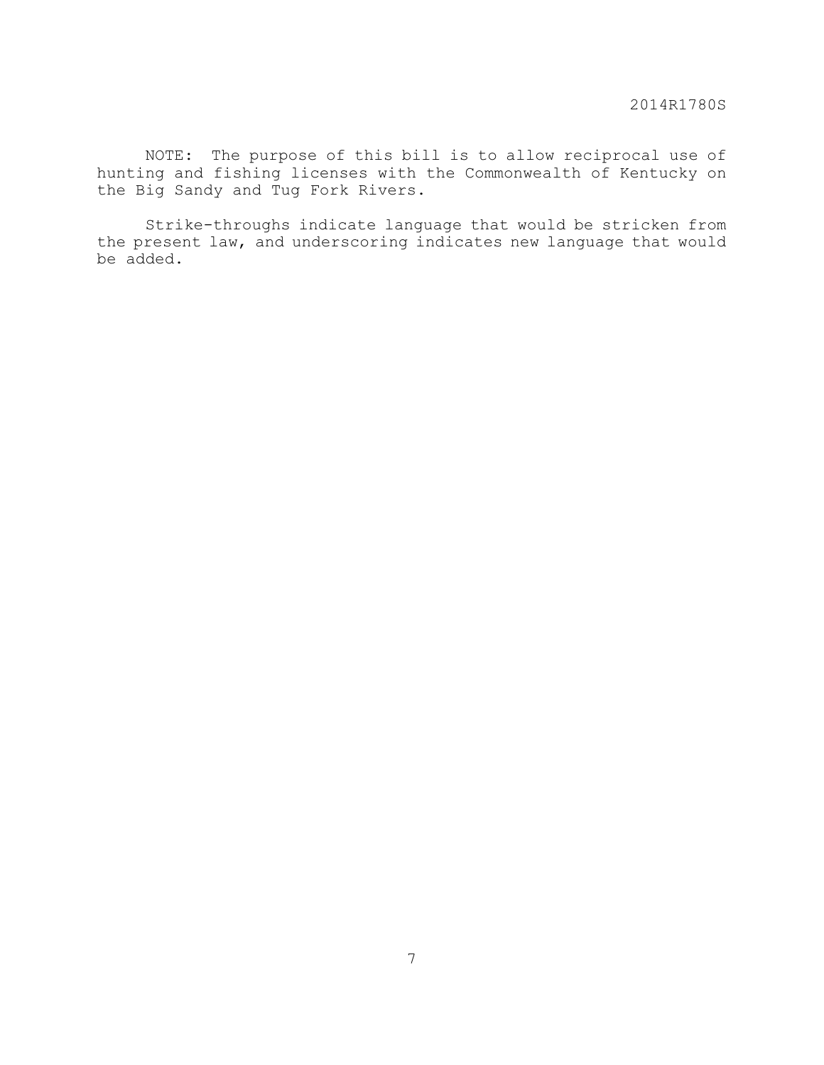NOTE: The purpose of this bill is to allow reciprocal use of hunting and fishing licenses with the Commonwealth of Kentucky on the Big Sandy and Tug Fork Rivers.

Strike-throughs indicate language that would be stricken from the present law, and underscoring indicates new language that would be added.